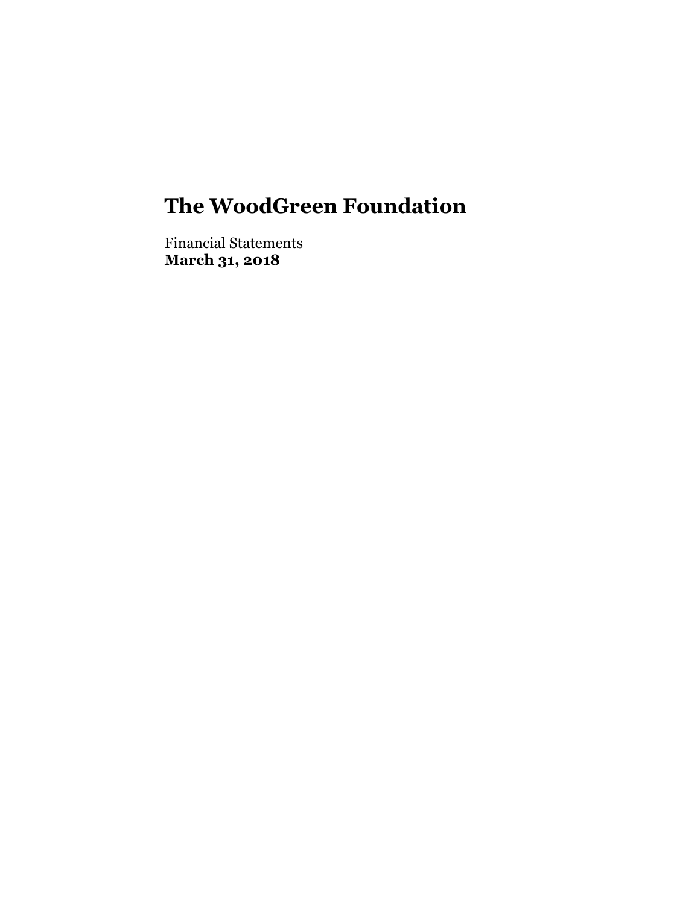# The WoodGreen Foundation

Financial Statements
**March 31, 2018**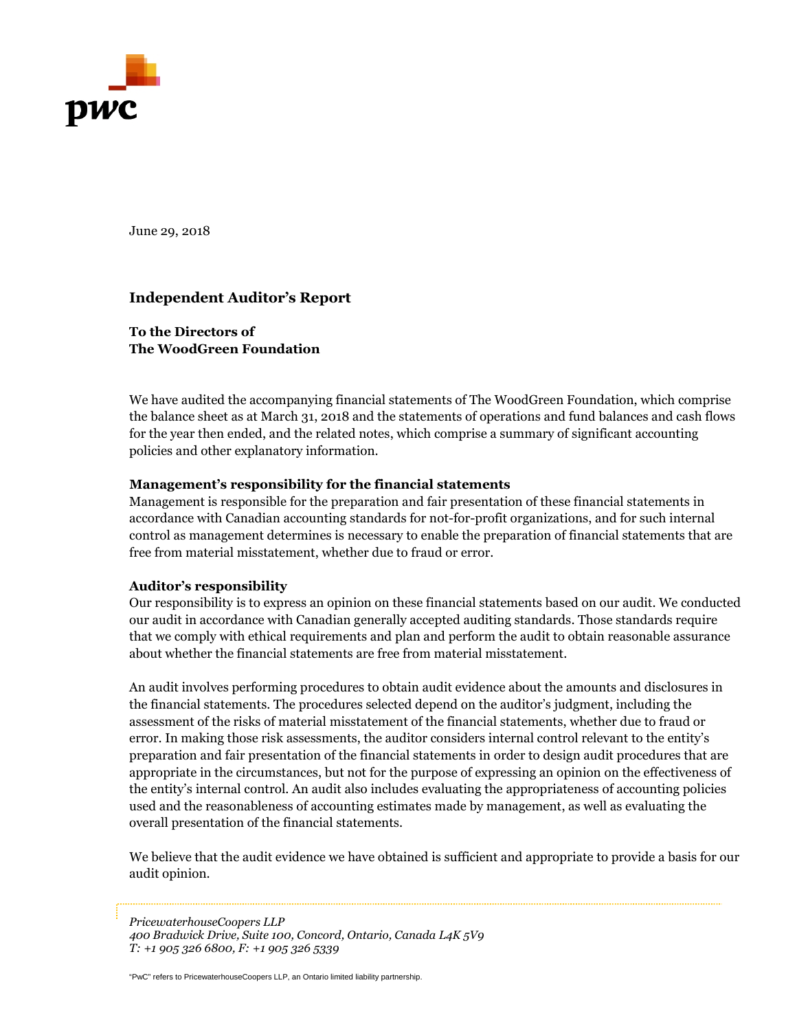June 29, 2018

## Independent Auditor's Report

**To the Directors of**
**The WoodGreen Foundation**

We have audited the accompanying financial statements of The WoodGreen Foundation, which comprise the balance sheet as at March 31, 2018 and the statements of operations and fund balances and cash flows for the year then ended, and the related notes, which comprise a summary of significant accounting policies and other explanatory information.

**Management's responsibility for the financial statements**
Management is responsible for the preparation and fair presentation of these financial statements in accordance with Canadian accounting standards for not-for-profit organizations, and for such internal control as management determines is necessary to enable the preparation of financial statements that are free from material misstatement, whether due to fraud or error.

**Auditor's responsibility**
Our responsibility is to express an opinion on these financial statements based on our audit. We conducted our audit in accordance with Canadian generally accepted auditing standards. Those standards require that we comply with ethical requirements and plan and perform the audit to obtain reasonable assurance about whether the financial statements are free from material misstatement.

An audit involves performing procedures to obtain audit evidence about the amounts and disclosures in the financial statements. The procedures selected depend on the auditor's judgment, including the assessment of the risks of material misstatement of the financial statements, whether due to fraud or error. In making those risk assessments, the auditor considers internal control relevant to the entity's preparation and fair presentation of the financial statements in order to design audit procedures that are appropriate in the circumstances, but not for the purpose of expressing an opinion on the effectiveness of the entity's internal control. An audit also includes evaluating the appropriateness of accounting policies used and the reasonableness of accounting estimates made by management, as well as evaluating the overall presentation of the financial statements.

We believe that the audit evidence we have obtained is sufficient and appropriate to provide a basis for our audit opinion.

*PricewaterhouseCoopers LLP*
*400 Bradwick Drive, Suite 100, Concord, Ontario, Canada L4K 5V9*
*T: +1 905 326 6800, F: +1 905 326 5339*

"PwC" refers to PricewaterhouseCoopers LLP, an Ontario limited liability partnership.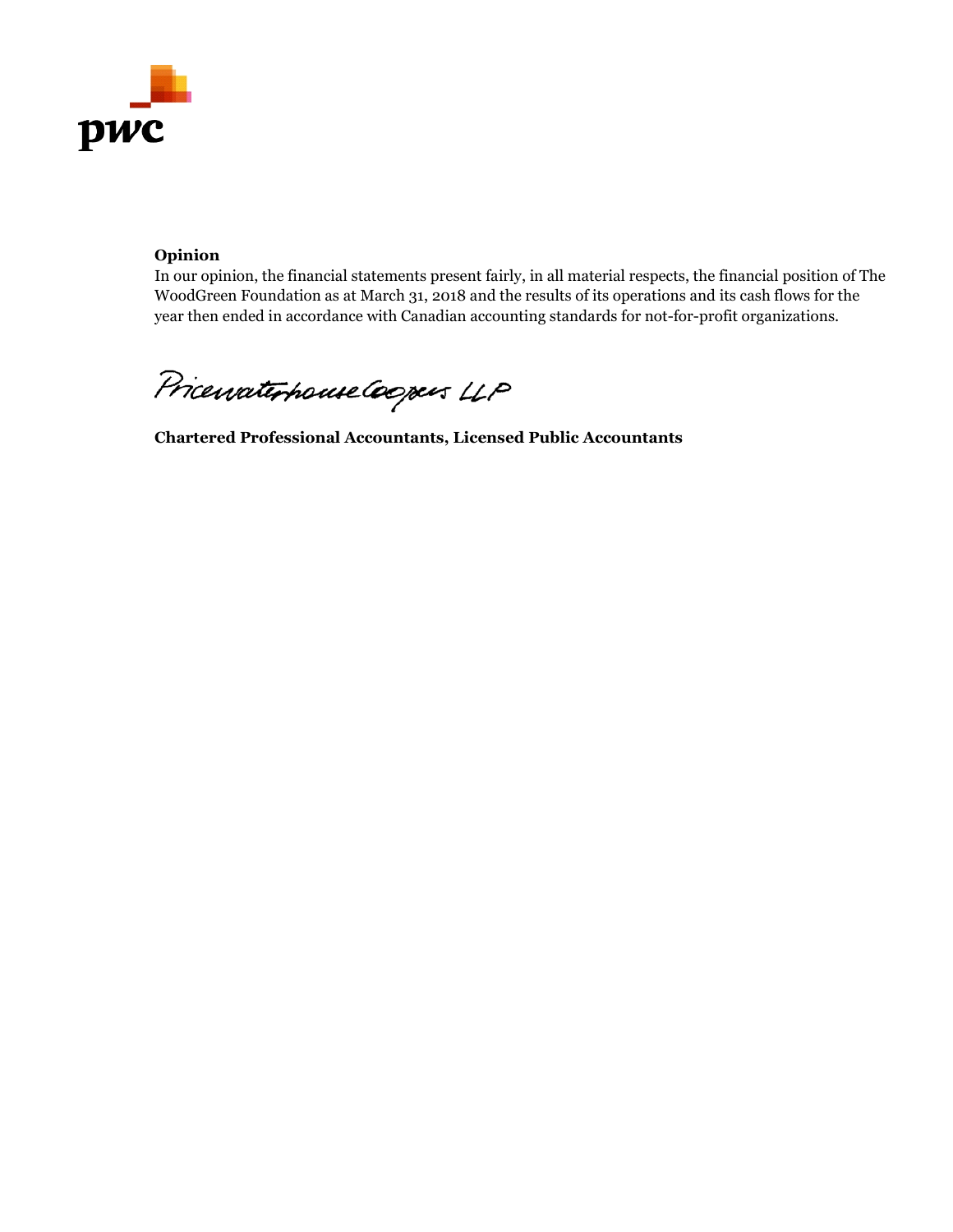**Opinion**

In our opinion, the financial statements present fairly, in all material respects, the financial position of The WoodGreen Foundation as at March 31, 2018 and the results of its operations and its cash flows for the year then ended in accordance with Canadian accounting standards for not-for-profit organizations.

PricewaterhouseCoopers LLP

**Chartered Professional Accountants, Licensed Public Accountants**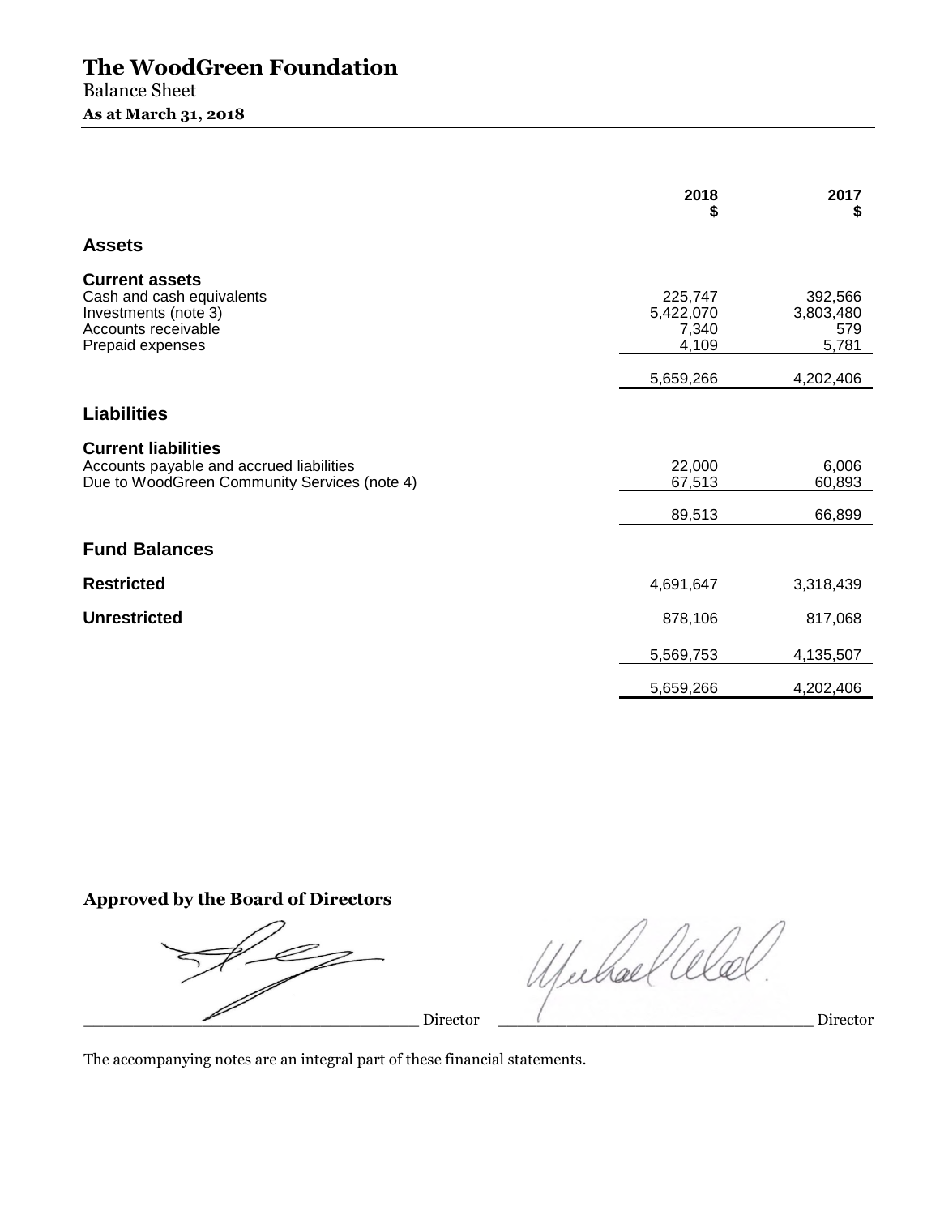# The WoodGreen Foundation

Balance Sheet

**As at March 31, 2018**

| | 2018 $ | 2017 $ |
|---|---|---|
| **Assets** | | |
| **Current assets** | | |
| Cash and cash equivalents | 225,747 | 392,566 |
| Investments (note 3) | 5,422,070 | 3,803,480 |
| Accounts receivable | 7,340 | 579 |
| Prepaid expenses | 4,109 | 5,781 |
| | 5,659,266 | 4,202,406 |
| **Liabilities** | | |
| **Current liabilities** | | |
| Accounts payable and accrued liabilities | 22,000 | 6,006 |
| Due to WoodGreen Community Services (note 4) | 67,513 | 60,893 |
| | 89,513 | 66,899 |
| **Fund Balances** | | |
| **Restricted** | 4,691,647 | 3,318,439 |
| **Unrestricted** | 878,106 | 817,068 |
| | 5,569,753 | 4,135,507 |
| | 5,659,266 | 4,202,406 |

**Approved by the Board of Directors**

_________________________________ Director _________________________________ Director

The accompanying notes are an integral part of these financial statements.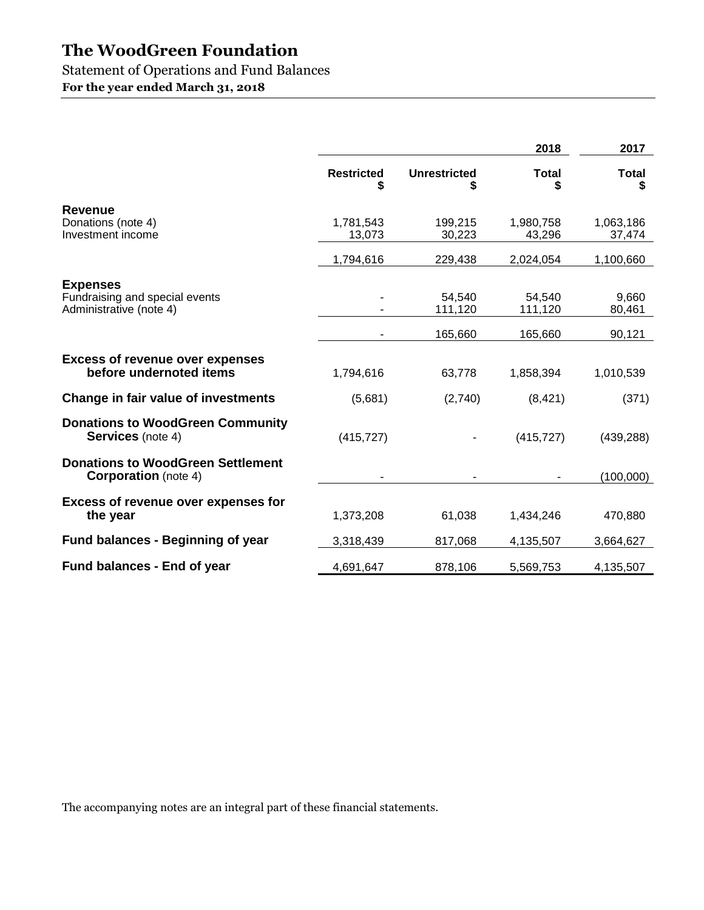# The WoodGreen Foundation

Statement of Operations and Fund Balances

**For the year ended March 31, 2018**

| | | | 2018 | 2017 |
|---|---|---|---|---|
| | **Restricted** \$ | **Unrestricted** \$ | **Total** \$ | **Total** \$ |
| **Revenue** | | | | |
| Donations (note 4) | 1,781,543 | 199,215 | 1,980,758 | 1,063,186 |
| Investment income | 13,073 | 30,223 | 43,296 | 37,474 |
| | 1,794,616 | 229,438 | 2,024,054 | 1,100,660 |
| **Expenses** | | | | |
| Fundraising and special events | - | 54,540 | 54,540 | 9,660 |
| Administrative (note 4) | - | 111,120 | 111,120 | 80,461 |
| | - | 165,660 | 165,660 | 90,121 |
| **Excess of revenue over expenses before undernoted items** | 1,794,616 | 63,778 | 1,858,394 | 1,010,539 |
| **Change in fair value of investments** | (5,681) | (2,740) | (8,421) | (371) |
| **Donations to WoodGreen Community Services** (note 4) | (415,727) | - | (415,727) | (439,288) |
| **Donations to WoodGreen Settlement Corporation** (note 4) | - | - | - | (100,000) |
| **Excess of revenue over expenses for the year** | 1,373,208 | 61,038 | 1,434,246 | 470,880 |
| **Fund balances - Beginning of year** | 3,318,439 | 817,068 | 4,135,507 | 3,664,627 |
| **Fund balances - End of year** | 4,691,647 | 878,106 | 5,569,753 | 4,135,507 |

The accompanying notes are an integral part of these financial statements.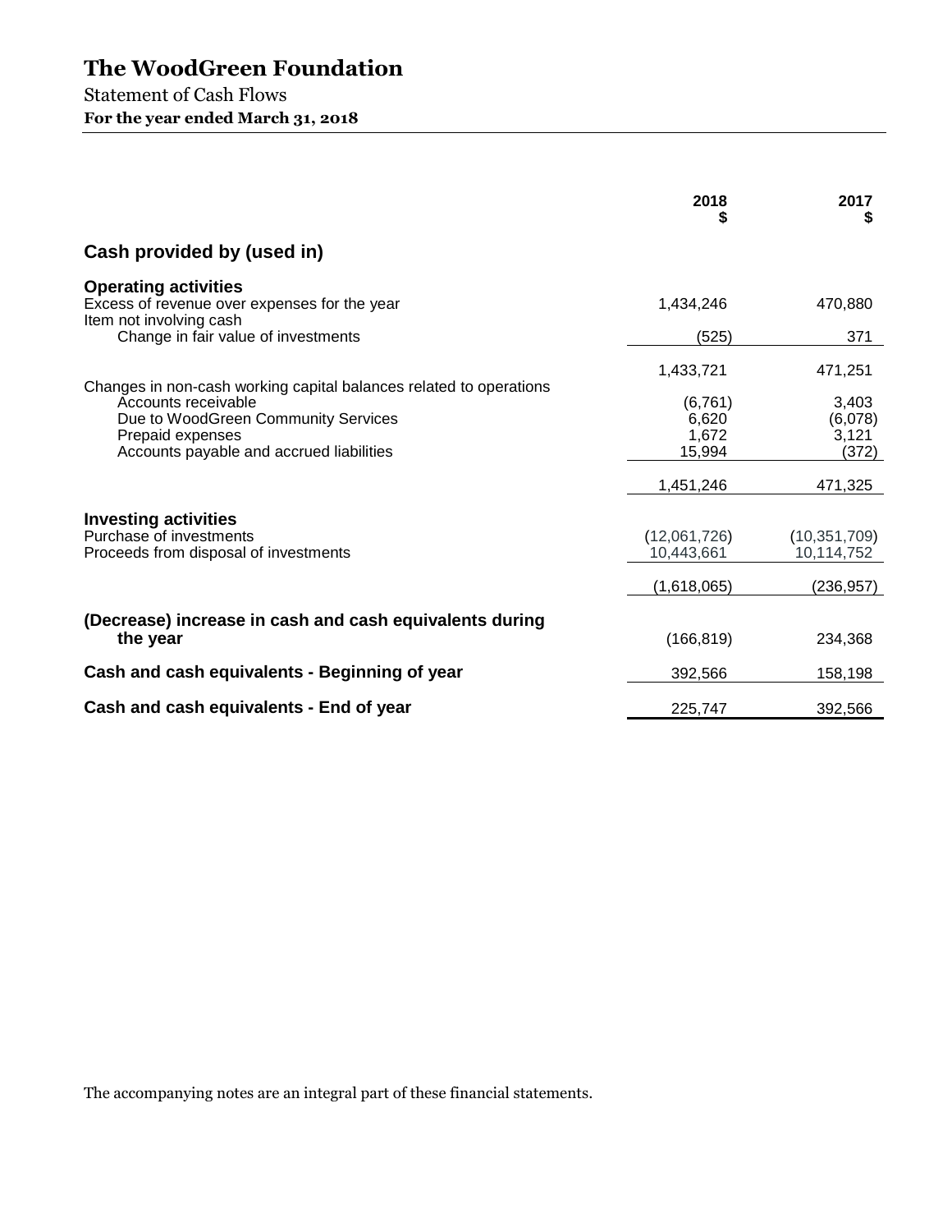# The WoodGreen Foundation

Statement of Cash Flows

**For the year ended March 31, 2018**

| | 2018<br>$ | 2017<br>$ |
|---|---|---|
| **Cash provided by (used in)** | | |
| **Operating activities** | | |
| Excess of revenue over expenses for the year | 1,434,246 | 470,880 |
| Item not involving cash | | |
| Change in fair value of investments | (525) | 371 |
| | 1,433,721 | 471,251 |
| Changes in non-cash working capital balances related to operations | | |
| Accounts receivable | (6,761) | 3,403 |
| Due to WoodGreen Community Services | 6,620 | (6,078) |
| Prepaid expenses | 1,672 | 3,121 |
| Accounts payable and accrued liabilities | 15,994 | (372) |
| | 1,451,246 | 471,325 |
| **Investing activities** | | |
| Purchase of investments | (12,061,726) | (10,351,709) |
| Proceeds from disposal of investments | 10,443,661 | 10,114,752 |
| | (1,618,065) | (236,957) |
| **(Decrease) increase in cash and cash equivalents during the year** | (166,819) | 234,368 |
| **Cash and cash equivalents - Beginning of year** | 392,566 | 158,198 |
| **Cash and cash equivalents - End of year** | 225,747 | 392,566 |

The accompanying notes are an integral part of these financial statements.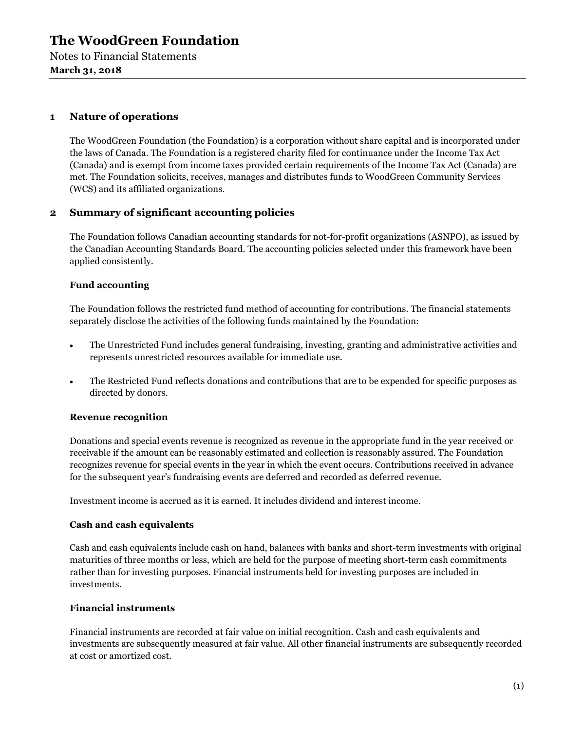# The WoodGreen Foundation

Notes to Financial Statements

**March 31, 2018**

## 1 Nature of operations

The WoodGreen Foundation (the Foundation) is a corporation without share capital and is incorporated under the laws of Canada. The Foundation is a registered charity filed for continuance under the Income Tax Act (Canada) and is exempt from income taxes provided certain requirements of the Income Tax Act (Canada) are met. The Foundation solicits, receives, manages and distributes funds to WoodGreen Community Services (WCS) and its affiliated organizations.

## 2 Summary of significant accounting policies

The Foundation follows Canadian accounting standards for not-for-profit organizations (ASNPO), as issued by the Canadian Accounting Standards Board. The accounting policies selected under this framework have been applied consistently.

### Fund accounting

The Foundation follows the restricted fund method of accounting for contributions. The financial statements separately disclose the activities of the following funds maintained by the Foundation:

- The Unrestricted Fund includes general fundraising, investing, granting and administrative activities and represents unrestricted resources available for immediate use.
- The Restricted Fund reflects donations and contributions that are to be expended for specific purposes as directed by donors.

### Revenue recognition

Donations and special events revenue is recognized as revenue in the appropriate fund in the year received or receivable if the amount can be reasonably estimated and collection is reasonably assured. The Foundation recognizes revenue for special events in the year in which the event occurs. Contributions received in advance for the subsequent year's fundraising events are deferred and recorded as deferred revenue.

Investment income is accrued as it is earned. It includes dividend and interest income.

### Cash and cash equivalents

Cash and cash equivalents include cash on hand, balances with banks and short-term investments with original maturities of three months or less, which are held for the purpose of meeting short-term cash commitments rather than for investing purposes. Financial instruments held for investing purposes are included in investments.

### Financial instruments

Financial instruments are recorded at fair value on initial recognition. Cash and cash equivalents and investments are subsequently measured at fair value. All other financial instruments are subsequently recorded at cost or amortized cost.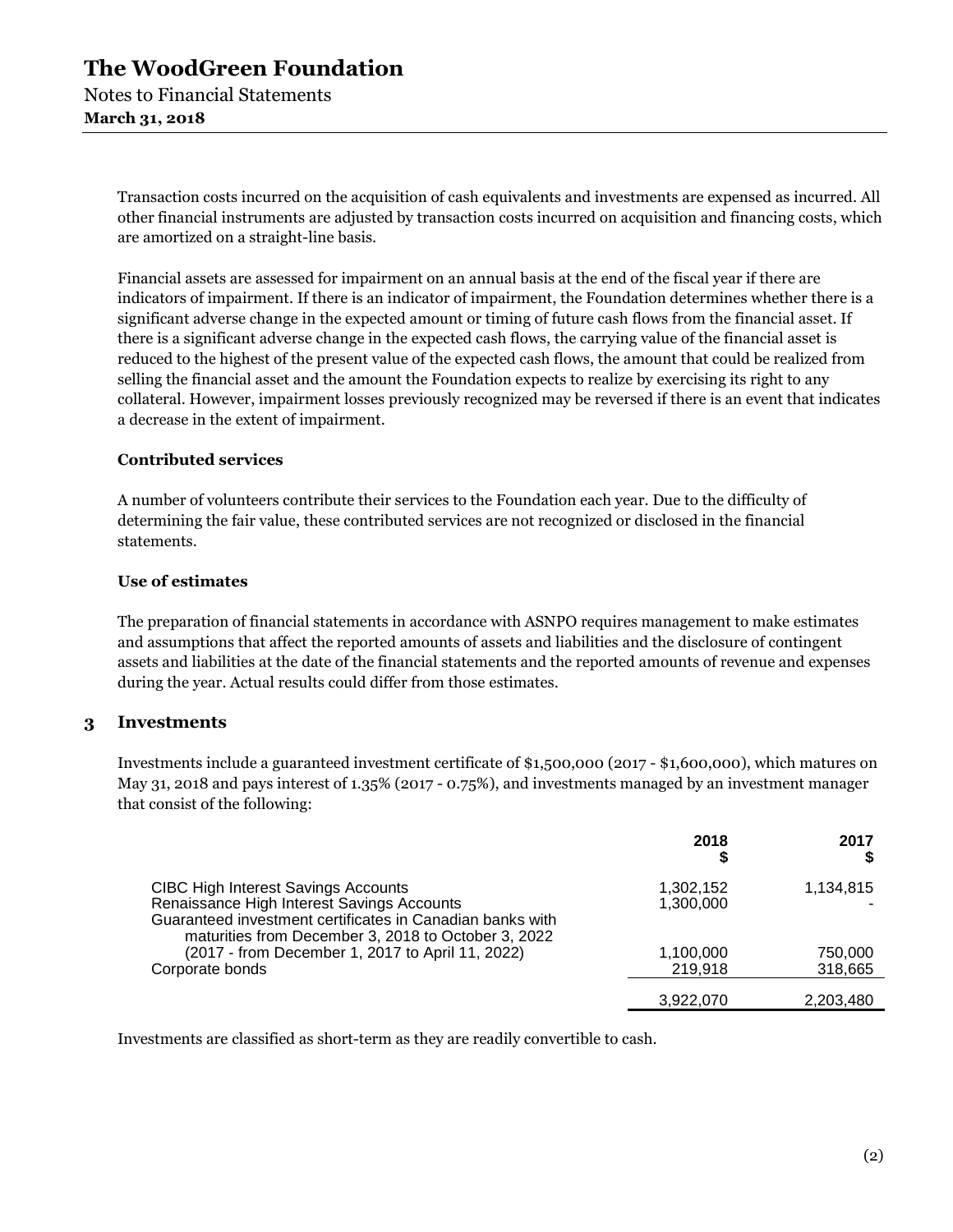Transaction costs incurred on the acquisition of cash equivalents and investments are expensed as incurred. All other financial instruments are adjusted by transaction costs incurred on acquisition and financing costs, which are amortized on a straight-line basis.

Financial assets are assessed for impairment on an annual basis at the end of the fiscal year if there are indicators of impairment. If there is an indicator of impairment, the Foundation determines whether there is a significant adverse change in the expected amount or timing of future cash flows from the financial asset. If there is a significant adverse change in the expected cash flows, the carrying value of the financial asset is reduced to the highest of the present value of the expected cash flows, the amount that could be realized from selling the financial asset and the amount the Foundation expects to realize by exercising its right to any collateral. However, impairment losses previously recognized may be reversed if there is an event that indicates a decrease in the extent of impairment.

**Contributed services**

A number of volunteers contribute their services to the Foundation each year. Due to the difficulty of determining the fair value, these contributed services are not recognized or disclosed in the financial statements.

**Use of estimates**

The preparation of financial statements in accordance with ASNPO requires management to make estimates and assumptions that affect the reported amounts of assets and liabilities and the disclosure of contingent assets and liabilities at the date of the financial statements and the reported amounts of revenue and expenses during the year. Actual results could differ from those estimates.

## 3 Investments

Investments include a guaranteed investment certificate of $1,500,000 (2017 - $1,600,000), which matures on May 31, 2018 and pays interest of 1.35% (2017 - 0.75%), and investments managed by an investment manager that consist of the following:

| | 2018<br>$ | 2017<br>$ |
|---|---|---|
| CIBC High Interest Savings Accounts | 1,302,152 | 1,134,815 |
| Renaissance High Interest Savings Accounts | 1,300,000 | - |
| Guaranteed investment certificates in Canadian banks with maturities from December 3, 2018 to October 3, 2022 (2017 - from December 1, 2017 to April 11, 2022) | 1,100,000 | 750,000 |
| Corporate bonds | 219,918 | 318,665 |
| | 3,922,070 | 2,203,480 |

Investments are classified as short-term as they are readily convertible to cash.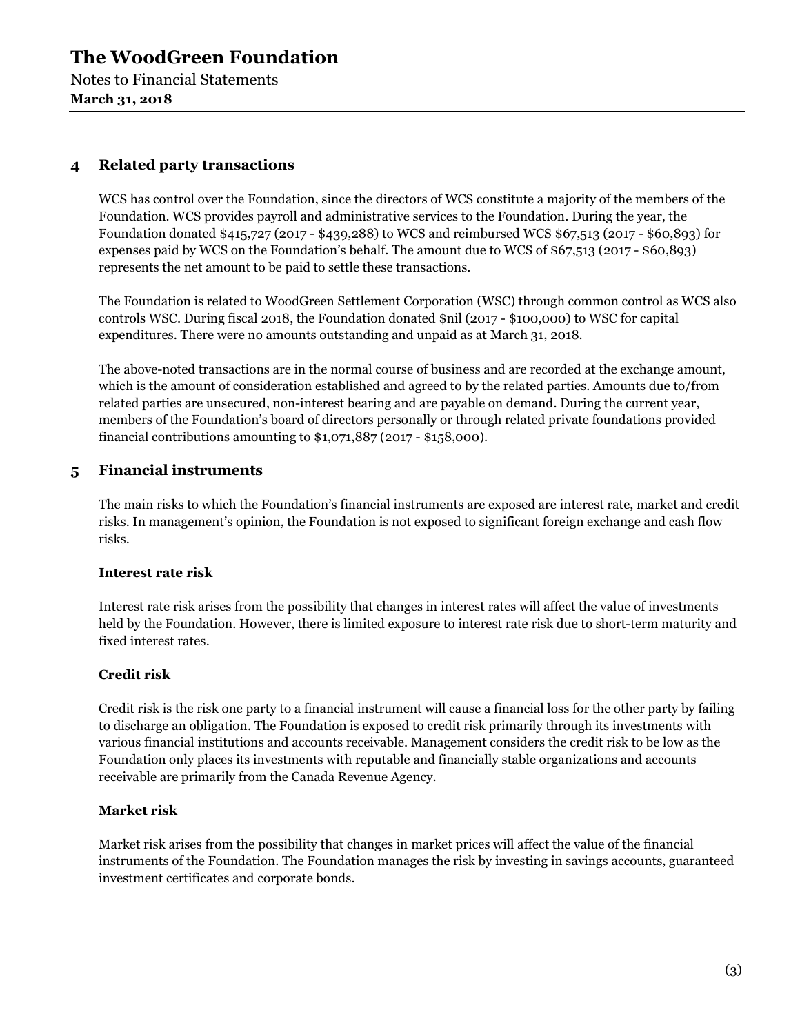# The WoodGreen Foundation

Notes to Financial Statements
**March 31, 2018**

## 4 Related party transactions

WCS has control over the Foundation, since the directors of WCS constitute a majority of the members of the Foundation. WCS provides payroll and administrative services to the Foundation. During the year, the Foundation donated $415,727 (2017 - $439,288) to WCS and reimbursed WCS $67,513 (2017 - $60,893) for expenses paid by WCS on the Foundation's behalf. The amount due to WCS of $67,513 (2017 - $60,893) represents the net amount to be paid to settle these transactions.

The Foundation is related to WoodGreen Settlement Corporation (WSC) through common control as WCS also controls WSC. During fiscal 2018, the Foundation donated $nil (2017 - $100,000) to WSC for capital expenditures. There were no amounts outstanding and unpaid as at March 31, 2018.

The above-noted transactions are in the normal course of business and are recorded at the exchange amount, which is the amount of consideration established and agreed to by the related parties. Amounts due to/from related parties are unsecured, non-interest bearing and are payable on demand. During the current year, members of the Foundation's board of directors personally or through related private foundations provided financial contributions amounting to $1,071,887 (2017 - $158,000).

## 5 Financial instruments

The main risks to which the Foundation's financial instruments are exposed are interest rate, market and credit risks. In management's opinion, the Foundation is not exposed to significant foreign exchange and cash flow risks.

### Interest rate risk

Interest rate risk arises from the possibility that changes in interest rates will affect the value of investments held by the Foundation. However, there is limited exposure to interest rate risk due to short-term maturity and fixed interest rates.

### Credit risk

Credit risk is the risk one party to a financial instrument will cause a financial loss for the other party by failing to discharge an obligation. The Foundation is exposed to credit risk primarily through its investments with various financial institutions and accounts receivable. Management considers the credit risk to be low as the Foundation only places its investments with reputable and financially stable organizations and accounts receivable are primarily from the Canada Revenue Agency.

### Market risk

Market risk arises from the possibility that changes in market prices will affect the value of the financial instruments of the Foundation. The Foundation manages the risk by investing in savings accounts, guaranteed investment certificates and corporate bonds.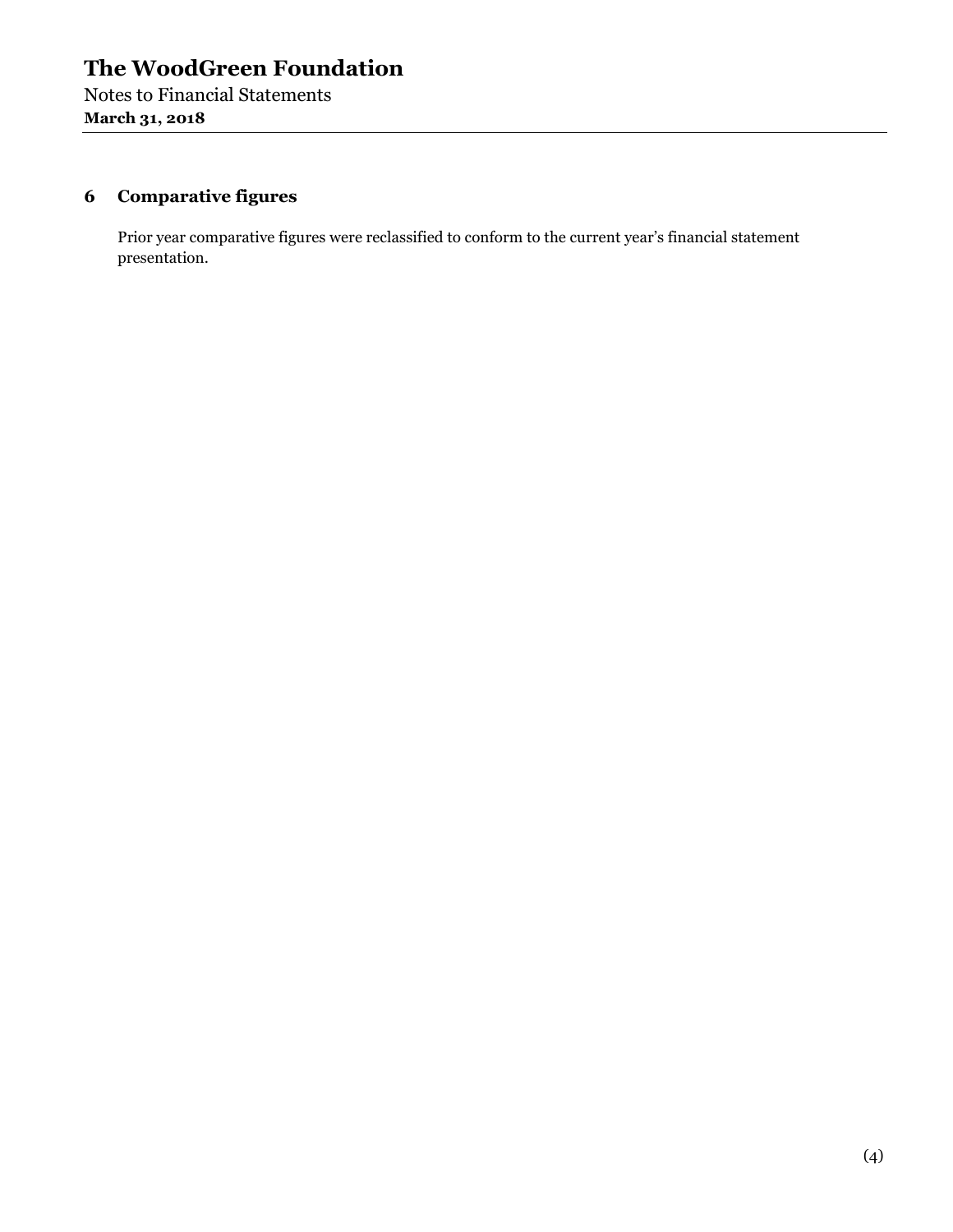## 6 Comparative figures

Prior year comparative figures were reclassified to conform to the current year's financial statement presentation.